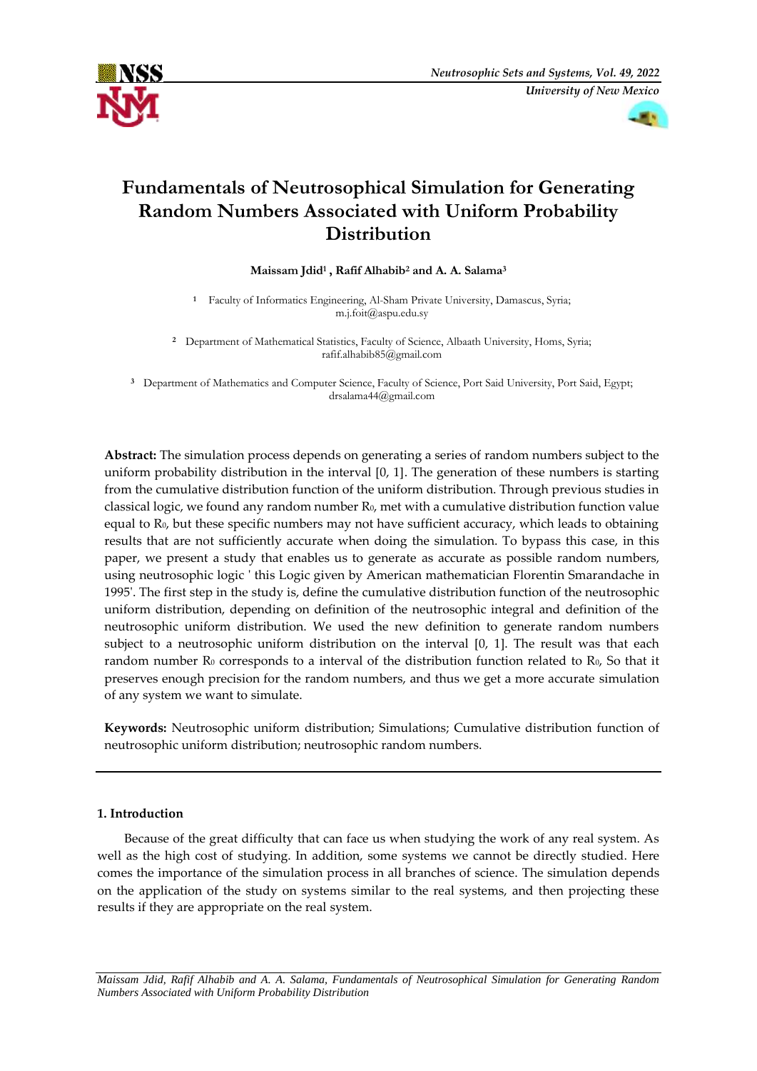# Fundamentals of Neutrosophical Simulation for Generating Random Numbers Associated with Uniform Probability Distribution

**Maissam Jdid[1] , Rafif Alhabib[2] and A. A. Salama[3]**

[1] Faculty of Informatics Engineering, Al-Sham Private University, Damascus, Syria; m.j.foit@aspu.edu.sy

[2] Department of Mathematical Statistics, Faculty of Science, Albaath University, Homs, Syria; rafif.alhabib85@gmail.com

[3] Department of Mathematics and Computer Science, Faculty of Science, Port Said University, Port Said, Egypt; drsalama44@gmail.com

**Abstract:** The simulation process depends on generating a series of random numbers subject to the uniform probability distribution in the interval [0, 1]. The generation of these numbers is starting from the cumulative distribution function of the uniform distribution. Through previous studies in classical logic, we found any random number $R_0$, met with a cumulative distribution function value equal to $R_0$, but these specific numbers may not have sufficient accuracy, which leads to obtaining results that are not sufficiently accurate when doing the simulation. To bypass this case, in this paper, we present a study that enables us to generate as accurate as possible random numbers, using neutrosophic logic ' this Logic given by American mathematician Florentin Smarandache in 1995'. The first step in the study is, define the cumulative distribution function of the neutrosophic uniform distribution, depending on definition of the neutrosophic integral and definition of the neutrosophic uniform distribution. We used the new definition to generate random numbers subject to a neutrosophic uniform distribution on the interval [0, 1]. The result was that each random number $R_0$ corresponds to a interval of the distribution function related to $R_0$, So that it preserves enough precision for the random numbers, and thus we get a more accurate simulation of any system we want to simulate.

**Keywords:** Neutrosophic uniform distribution; Simulations; Cumulative distribution function of neutrosophic uniform distribution; neutrosophic random numbers.

## 1. Introduction

Because of the great difficulty that can face us when studying the work of any real system. As well as the high cost of studying. In addition, some systems we cannot be directly studied. Here comes the importance of the simulation process in all branches of science. The simulation depends on the application of the study on systems similar to the real systems, and then projecting these results if they are appropriate on the real system.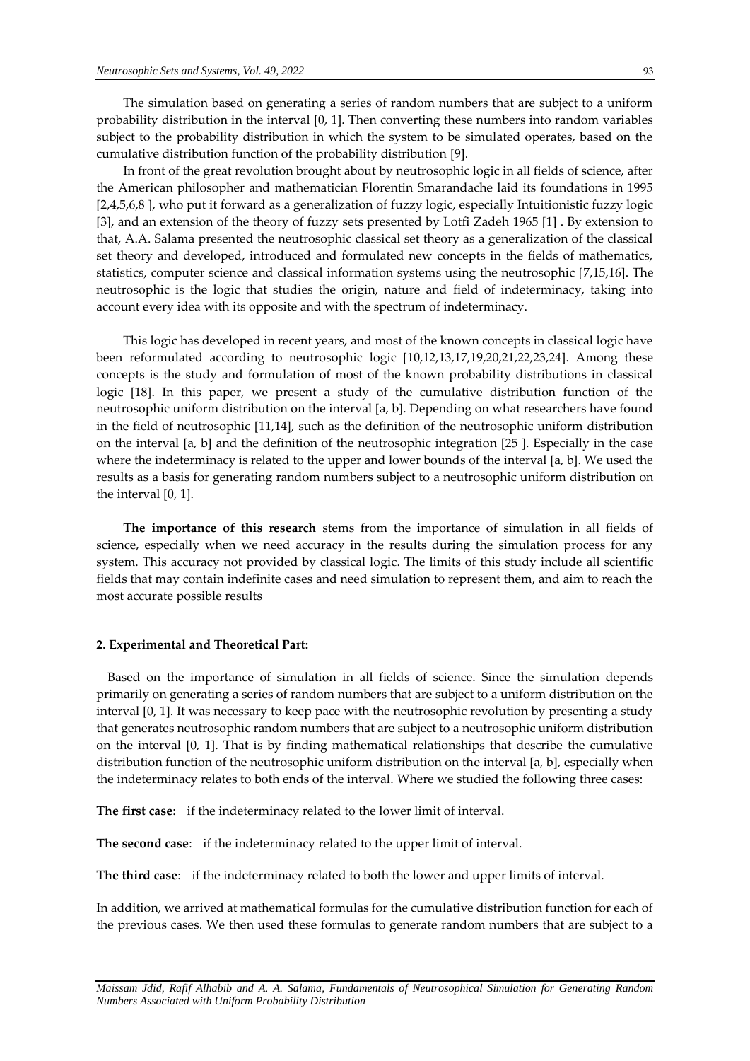The simulation based on generating a series of random numbers that are subject to a uniform probability distribution in the interval [0, 1]. Then converting these numbers into random variables subject to the probability distribution in which the system to be simulated operates, based on the cumulative distribution function of the probability distribution [9].

In front of the great revolution brought about by neutrosophic logic in all fields of science, after the American philosopher and mathematician Florentin Smarandache laid its foundations in 1995 [2,4,5,6,8 ], who put it forward as a generalization of fuzzy logic, especially Intuitionistic fuzzy logic [3], and an extension of the theory of fuzzy sets presented by Lotfi Zadeh 1965 [1] . By extension to that, A.A. Salama presented the neutrosophic classical set theory as a generalization of the classical set theory and developed, introduced and formulated new concepts in the fields of mathematics, statistics, computer science and classical information systems using the neutrosophic [7,15,16]. The neutrosophic is the logic that studies the origin, nature and field of indeterminacy, taking into account every idea with its opposite and with the spectrum of indeterminacy.

This logic has developed in recent years, and most of the known concepts in classical logic have been reformulated according to neutrosophic logic [10,12,13,17,19,20,21,22,23,24]. Among these concepts is the study and formulation of most of the known probability distributions in classical logic [18]. In this paper, we present a study of the cumulative distribution function of the neutrosophic uniform distribution on the interval [a, b]. Depending on what researchers have found in the field of neutrosophic [11,14], such as the definition of the neutrosophic uniform distribution on the interval [a, b] and the definition of the neutrosophic integration [25 ]. Especially in the case where the indeterminacy is related to the upper and lower bounds of the interval [a, b]. We used the results as a basis for generating random numbers subject to a neutrosophic uniform distribution on the interval [0, 1].

**The importance of this research** stems from the importance of simulation in all fields of science, especially when we need accuracy in the results during the simulation process for any system. This accuracy not provided by classical logic. The limits of this study include all scientific fields that may contain indefinite cases and need simulation to represent them, and aim to reach the most accurate possible results

## 2. Experimental and Theoretical Part:

Based on the importance of simulation in all fields of science. Since the simulation depends primarily on generating a series of random numbers that are subject to a uniform distribution on the interval [0, 1]. It was necessary to keep pace with the neutrosophic revolution by presenting a study that generates neutrosophic random numbers that are subject to a neutrosophic uniform distribution on the interval [0, 1]. That is by finding mathematical relationships that describe the cumulative distribution function of the neutrosophic uniform distribution on the interval [a, b], especially when the indeterminacy relates to both ends of the interval. Where we studied the following three cases:

**The first case**: if the indeterminacy related to the lower limit of interval.

**The second case**: if the indeterminacy related to the upper limit of interval.

**The third case**: if the indeterminacy related to both the lower and upper limits of interval.

In addition, we arrived at mathematical formulas for the cumulative distribution function for each of the previous cases. We then used these formulas to generate random numbers that are subject to a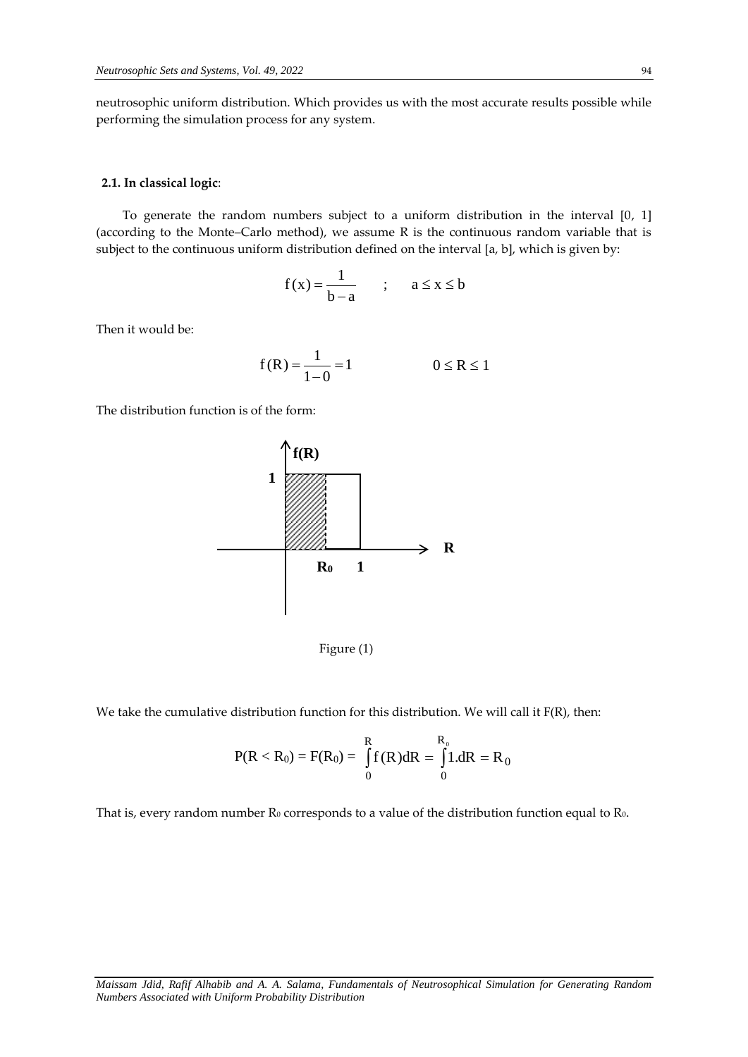neutrosophic uniform distribution. Which provides us with the most accurate results possible while performing the simulation process for any system.

### 2.1. In classical logic:

To generate the random numbers subject to a uniform distribution in the interval [0, 1] (according to the Monte–Carlo method), we assume R is the continuous random variable that is subject to the continuous uniform distribution defined on the interval [a, b], which is given by:

$$f(x) = \frac{1}{b-a} \quad ; \quad a \le x \le b$$

Then it would be:

$$f(R) = \frac{1}{1-0} = 1 \qquad 0 \le R \le 1$$

The distribution function is of the form:

Figure (1)

We take the cumulative distribution function for this distribution. We will call it F(R), then:

$$P(R < R_0) = F(R_0) = \int_0^R f(R)dR = \int_0^{R_0} 1.dR = R_0$$

That is, every random number $R_0$ corresponds to a value of the distribution function equal to $R_0$.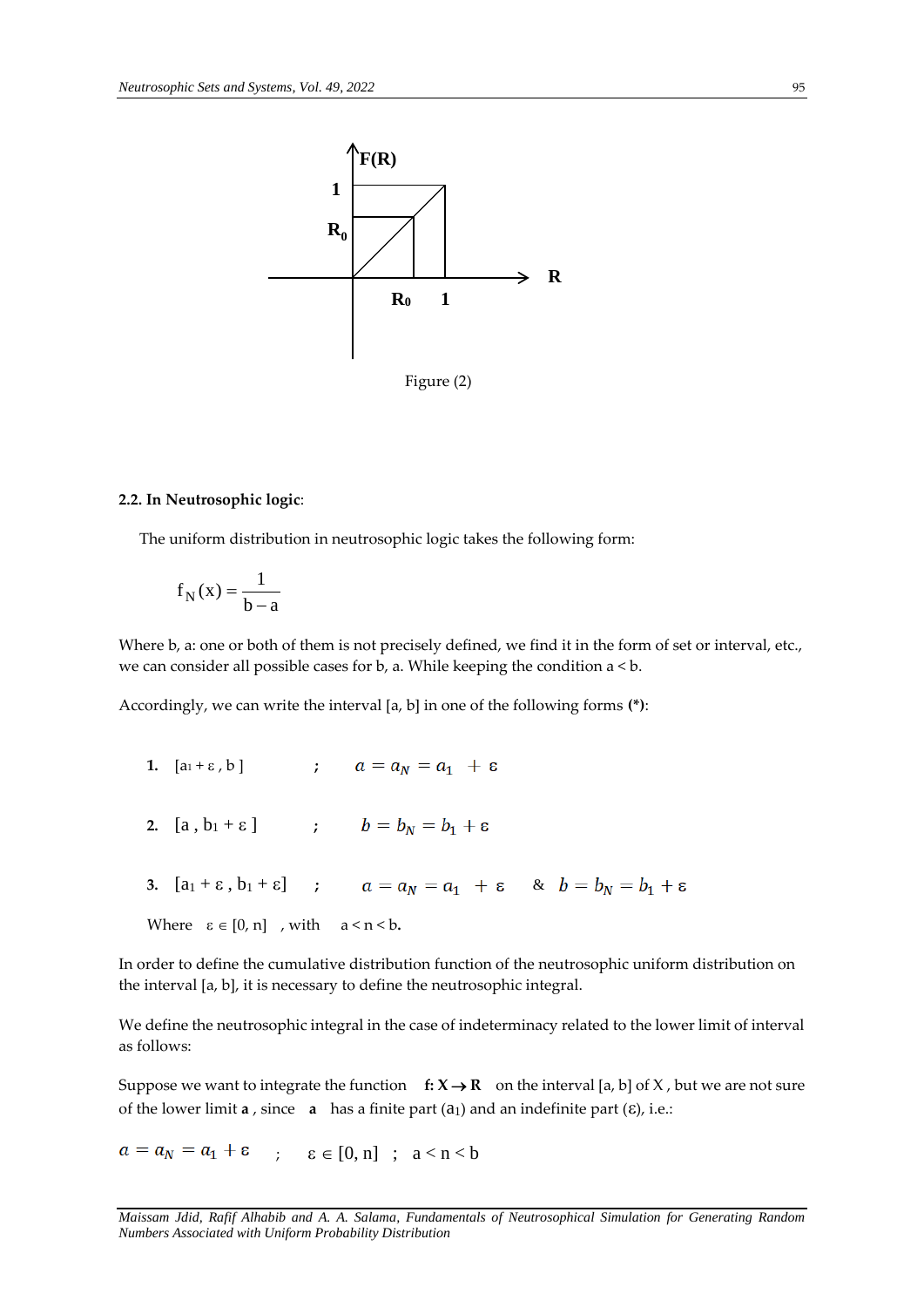Figure (2)

### 2.2. In Neutrosophic logic:

The uniform distribution in neutrosophic logic takes the following form:

$$f_N(x) = \frac{1}{b-a}$$

Where b, a: one or both of them is not precisely defined, we find it in the form of set or interval, etc., we can consider all possible cases for b, a. While keeping the condition a < b.

Accordingly, we can write the interval [a, b] in one of the following forms **(*)**:

1. $[a_1 + \varepsilon , b]$ ; $a = a_N = a_1 + \varepsilon$
2. $[a , b_1 + \varepsilon]$ ; $b = b_N = b_1 + \varepsilon$
3. $[a_1 + \varepsilon , b_1 + \varepsilon]$ ; $a = a_N = a_1 + \varepsilon$ & $b = b_N = b_1 + \varepsilon$

Where $\varepsilon \in [0, n]$ , with $a < n < b$.

In order to define the cumulative distribution function of the neutrosophic uniform distribution on the interval [a, b], it is necessary to define the neutrosophic integral.

We define the neutrosophic integral in the case of indeterminacy related to the lower limit of interval as follows:

Suppose we want to integrate the function $f: X \rightarrow R$ on the interval [a, b] of X , but we are not sure of the lower limit **a** , since **a** has a finite part ($a_1$) and an indefinite part ($\varepsilon$), i.e.:

$$a = a_N = a_1 + \varepsilon \quad ; \quad \varepsilon \in [0, n] \quad ; \quad a < n < b$$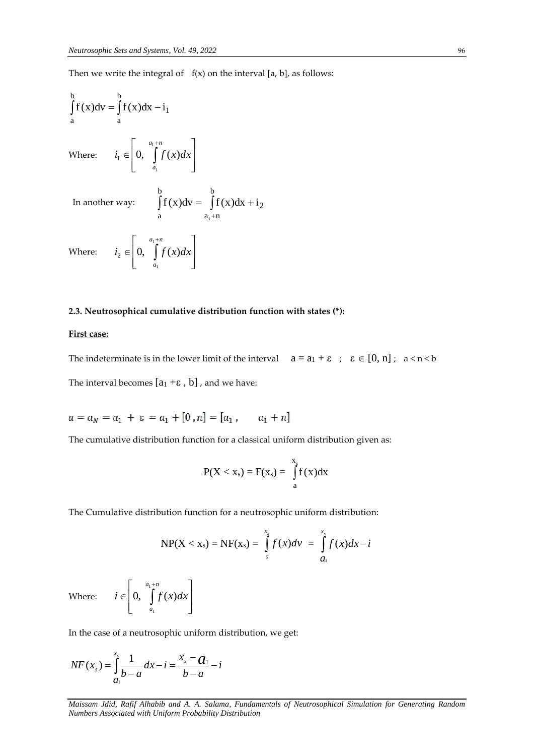Then we write the integral of $f(x)$ on the interval $[a, b]$, as follows:

$$\int_a^b f(x)dv = \int_a^b f(x)dx - i_1$$

Where: $i_1 \in \left[0, \int_{a_1}^{a_1+n} f(x)dx\right]$

In another way: $\int_a^b f(x)dv = \int_{a_1+n}^b f(x)dx + i_2$

Where: $i_2 \in \left[0, \int_{a_1}^{a_1+n} f(x)dx\right]$

**2.3. Neutrosophical cumulative distribution function with states (*):**

**First case:**

The indeterminate is in the lower limit of the interval $a = a_1 + \varepsilon$ ; $\varepsilon \in [0, n]$ ; $a < n < b$

The interval becomes $[a_1 + \varepsilon , b]$ , and we have:

$$a = a_N = a_1 + \varepsilon = a_1 + [0 , n] = [a_1 , \quad a_1 + n]$$

The cumulative distribution function for a classical uniform distribution given as:

$$P(X < x_s) = F(x_s) = \int_a^{x_s} f(x)dx$$

The Cumulative distribution function for a neutrosophic uniform distribution:

$$NP(X < x_s) = NF(x_s) = \int_a^{x_s} f(x)dv = \int_{a_1}^{x_s} f(x)dx - i$$

Where: $i \in \left[0, \int_{a_1}^{a_1+n} f(x)dx\right]$

In the case of a neutrosophic uniform distribution, we get:

$$NF(x_s) = \int_{a_1}^{x_s} \frac{1}{b-a}dx - i = \frac{x_s - a_1}{b-a} - i$$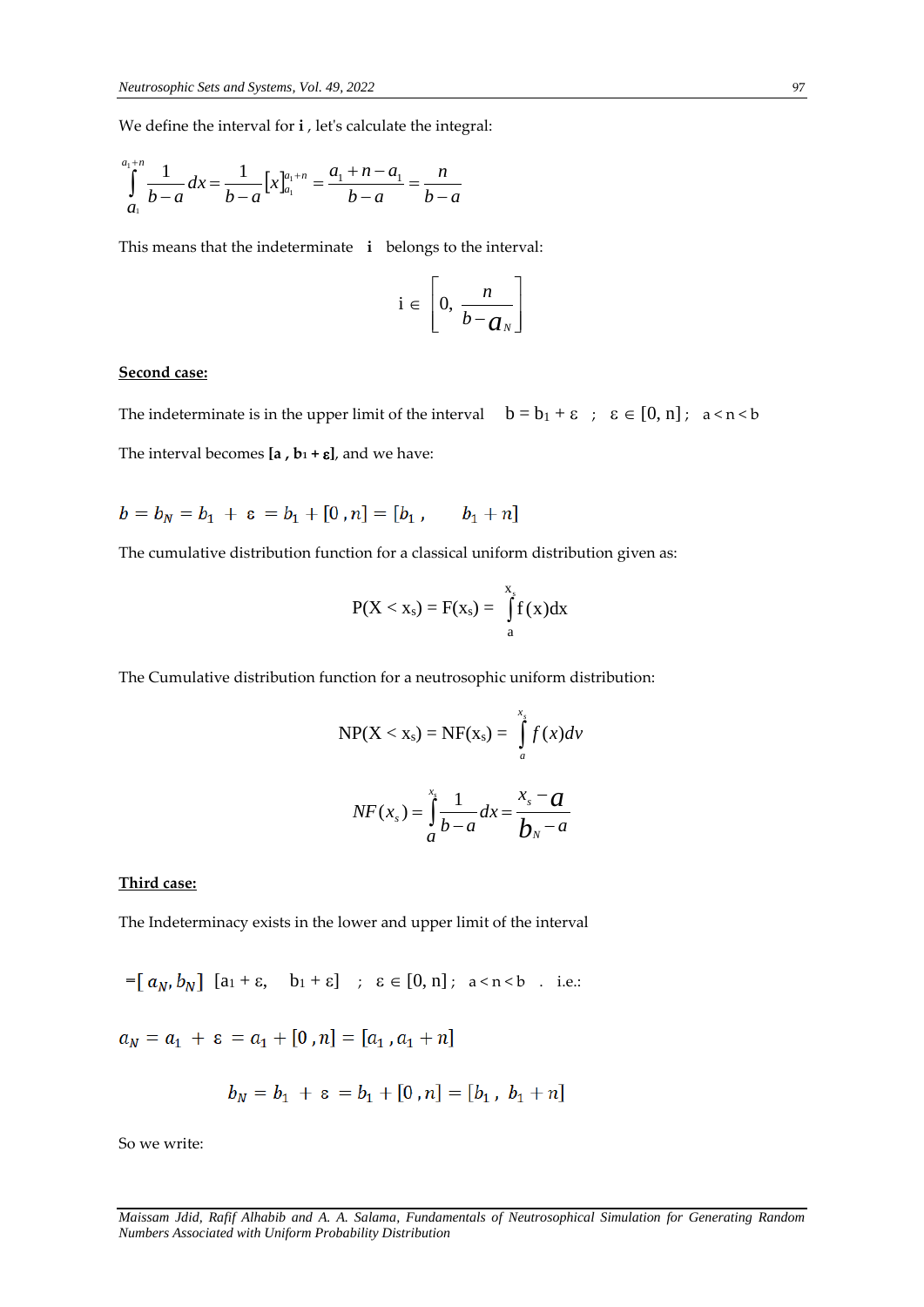We define the interval for **i** , let's calculate the integral:

$$\int_{a_1}^{a_1+n} \frac{1}{b-a}dx = \frac{1}{b-a}[x]_{a_1}^{a_1+n} = \frac{a_1+n-a_1}{b-a} = \frac{n}{b-a}$$

This means that the indeterminate **i** belongs to the interval:

$$\mathrm{i} \in \left[0, \frac{n}{b-a_N}\right]$$

**Second case:**

The indeterminate is in the upper limit of the interval $b = b_1 + \varepsilon$ ; $\varepsilon \in [0, n]$ ; $a < n < b$

The interval becomes **[a , b₁ + ε]**, and we have:

$$b = b_N = b_1 + \varepsilon = b_1 + [0, n] = [b_1, \quad b_1 + n]$$

The cumulative distribution function for a classical uniform distribution given as:

$$P(X < x_s) = F(x_s) = \int_a^{x_s} f(x)dx$$

The Cumulative distribution function for a neutrosophic uniform distribution:

$$NP(X < x_s) = NF(x_s) = \int_a^{x_s} f(x)dv$$

$$NF(x_s) = \int_a^{x_s} \frac{1}{b-a}dx = \frac{x_s - a}{b_N - a}$$

**Third case:**

The Indeterminacy exists in the lower and upper limit of the interval

$$=[a_N, b_N] \ [a_1 + \varepsilon, \quad b_1 + \varepsilon] \quad ; \quad \varepsilon \in [0, n] ; \quad a < n < b \quad . \text{ i.e.:}$$

$$a_N = a_1 + \varepsilon = a_1 + [0, n] = [a_1, a_1 + n]$$

$$b_N = b_1 + \varepsilon = b_1 + [0, n] = [b_1, b_1 + n]$$

So we write: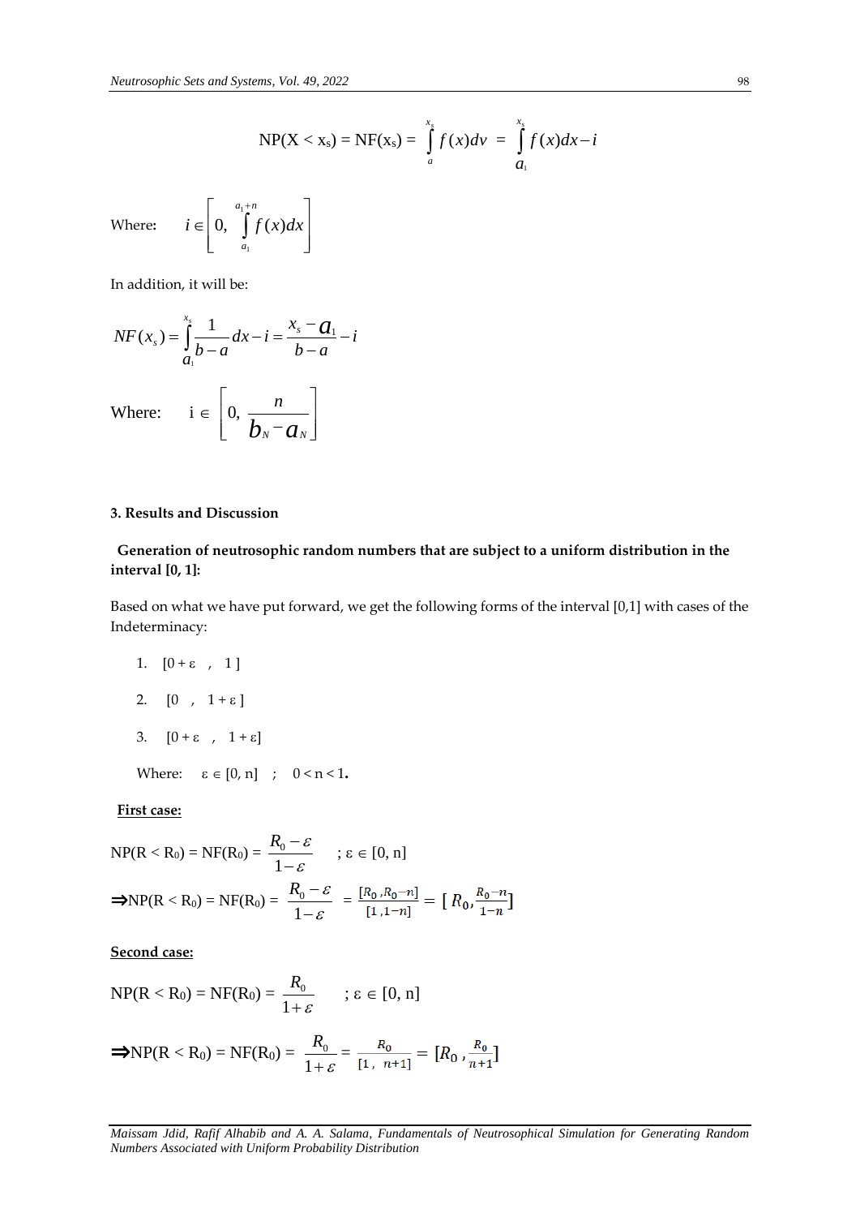$$NP(X < x_s) = NF(x_s) = \int_{a}^{x_s} f(x)dv = \int_{a_1}^{x_s} f(x)dx - i$$

Where: $i \in \left[0, \int_{a_1}^{a_1+n} f(x)dx\right]$

In addition, it will be:

$$NF(x_s) = \int_{a_1}^{x_s} \frac{1}{b-a}dx - i = \frac{x_s - a_1}{b-a} - i$$

Where: $i \in \left[0, \frac{n}{b_N - a_N}\right]$

## 3. Results and Discussion

**Generation of neutrosophic random numbers that are subject to a uniform distribution in the interval [0, 1]:**

Based on what we have put forward, we get the following forms of the interval [0,1] with cases of the Indeterminacy:

1. $[0 + \varepsilon \ , \ 1]$
2. $[0 \ , \ 1 + \varepsilon]$
3. $[0 + \varepsilon \ , \ 1 + \varepsilon]$

Where: $\varepsilon \in [0, n]$ ; $0 < n < 1$.

**First case:**

$$NP(R < R_0) = NF(R_0) = \frac{R_0 - \varepsilon}{1 - \varepsilon} \quad ; \varepsilon \in [0, n]$$

$$\Rightarrow NP(R < R_0) = NF(R_0) = \frac{R_0 - \varepsilon}{1 - \varepsilon} = \frac{[R_0 , R_0 - n]}{[1 , 1-n]} = \left[ R_0 , \frac{R_0 - n}{1-n} \right]$$

**Second case:**

$$NP(R < R_0) = NF(R_0) = \frac{R_0}{1 + \varepsilon} \quad ; \varepsilon \in [0, n]$$

$$\Rightarrow NP(R < R_0) = NF(R_0) = \frac{R_0}{1+\varepsilon} = \frac{R_0}{[1 , \ n+1]} = \left[R_0 , \frac{R_0}{n+1}\right]$$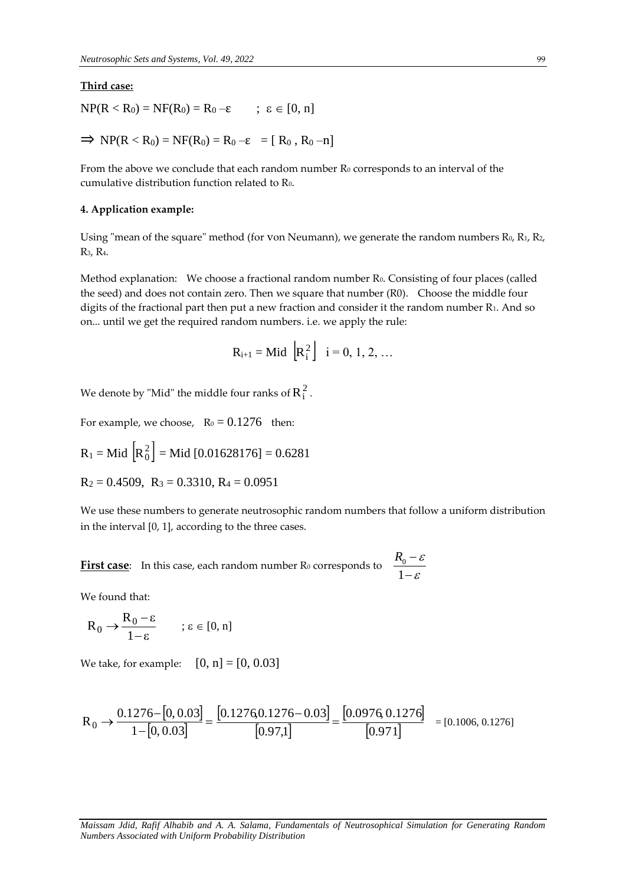**Third case:**

$NP(R < R_0) = NF(R_0) = R_0 - \varepsilon \quad ; \ \varepsilon \in [0, n]$

$\Rightarrow \ NP(R < R_0) = NF(R_0) = R_0 - \varepsilon \ = [\ R_0 \ , R_0 - n]$

From the above we conclude that each random number $R_0$ corresponds to an interval of the cumulative distribution function related to $R_0$.

#### 4. Application example:

Using "mean of the square" method (for von Neumann), we generate the random numbers $R_0$, $R_1$, $R_2$, $R_3$, $R_4$.

Method explanation: We choose a fractional random number $R_0$. Consisting of four places (called the seed) and does not contain zero. Then we square that number (R0). Choose the middle four digits of the fractional part then put a new fraction and consider it the random number $R_1$. And so on... until we get the required random numbers. i.e. we apply the rule:

$$R_{i+1} = \text{Mid} \ \left[R_i^2\right] \quad i = 0, 1, 2, \ldots$$

We denote by "Mid" the middle four ranks of $R_i^2$.

For example, we choose, $R_0 = 0.1276$ then:

$R_1 = \text{Mid} \left[R_0^2\right] = \text{Mid} \ [0.01628176] = 0.6281$

$R_2 = 0.4509, \ R_3 = 0.3310, \ R_4 = 0.0951$

We use these numbers to generate neutrosophic random numbers that follow a uniform distribution in the interval [0, 1], according to the three cases.

**First case**: In this case, each random number $R_0$ corresponds to $\dfrac{R_0 - \varepsilon}{1 - \varepsilon}$

We found that:

$$R_0 \rightarrow \frac{R_0 - \varepsilon}{1 - \varepsilon} \qquad ; \ \varepsilon \in [0, n]$$

We take, for example: $[0, n] = [0, 0.03]$

$$R_0 \rightarrow \frac{0.1276 - [0, 0.03]}{1 - [0, 0.03]} = \frac{[0.1276, 0.1276 - 0.03]}{[0.97, 1]} = \frac{[0.0976, 0.1276]}{[0.971]} = [0.1006, 0.1276]$$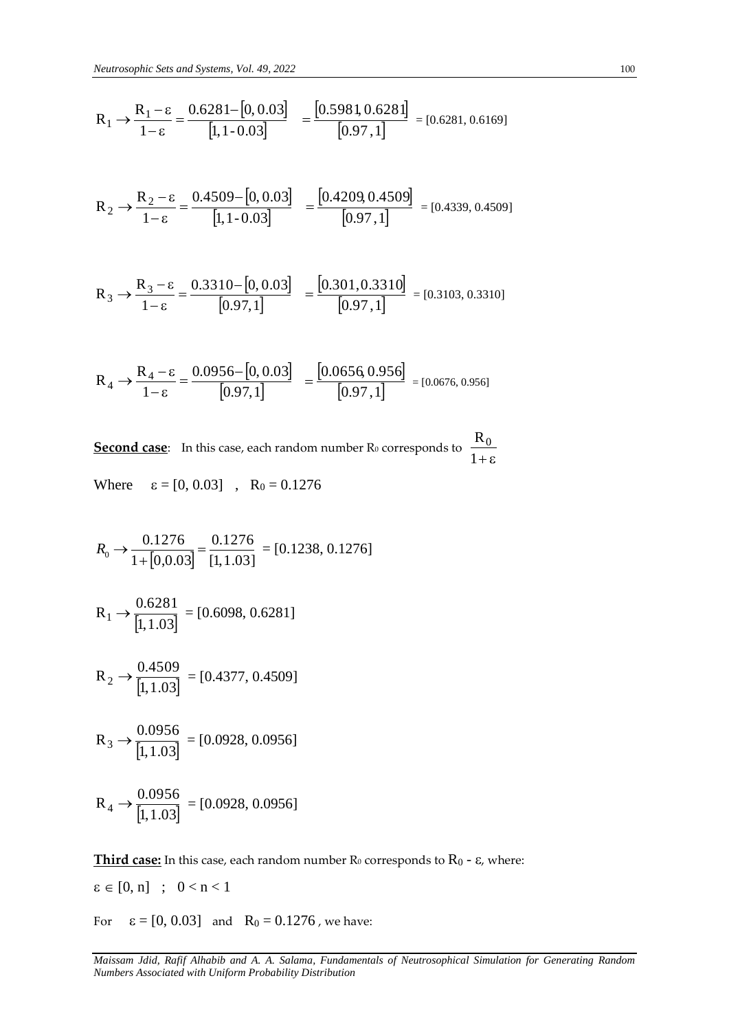$$R_1 \to \frac{R_1 - \varepsilon}{1-\varepsilon} = \frac{0.6281 - [0, 0.03]}{[1, 1\text{-}0.03]} = \frac{[0.5981, 0.6281]}{[0.97, 1]} = [0.6281, 0.6169]$$

$$R_2 \to \frac{R_2 - \varepsilon}{1-\varepsilon} = \frac{0.4509 - [0, 0.03]}{[1, 1\text{-}0.03]} = \frac{[0.4209, 0.4509]}{[0.97, 1]} = [0.4339, 0.4509]$$

$$R_3 \to \frac{R_3 - \varepsilon}{1-\varepsilon} = \frac{0.3310 - [0, 0.03]}{[0.97, 1]} = \frac{[0.301, 0.3310]}{[0.97, 1]} = [0.3103, 0.3310]$$

$$R_4 \to \frac{R_4 - \varepsilon}{1-\varepsilon} = \frac{0.0956 - [0, 0.03]}{[0.97, 1]} = \frac{[0.0656, 0.956]}{[0.97, 1]} = [0.0676, 0.956]$$

**Second case**: In this case, each random number $R_0$ corresponds to $\frac{R_0}{1+\varepsilon}$

Where $\varepsilon = [0, 0.03]$ , $R_0 = 0.1276$

$$R_0 \to \frac{0.1276}{1+[0, 0.03]} = \frac{0.1276}{[1, 1.03]} = [0.1238, 0.1276]$$

$$R_1 \to \frac{0.6281}{[1, 1.03]} = [0.6098, 0.6281]$$

$$R_2 \to \frac{0.4509}{[1, 1.03]} = [0.4377, 0.4509]$$

$$R_3 \to \frac{0.0956}{[1, 1.03]} = [0.0928, 0.0956]$$

$$R_4 \to \frac{0.0956}{[1, 1.03]} = [0.0928, 0.0956]$$

**Third case:** In this case, each random number $R_0$ corresponds to $R_0 - \varepsilon$, where:

$\varepsilon \in [0, n]$ ; $0 < n < 1$

For $\varepsilon = [0, 0.03]$ and $R_0 = 0.1276$ , we have: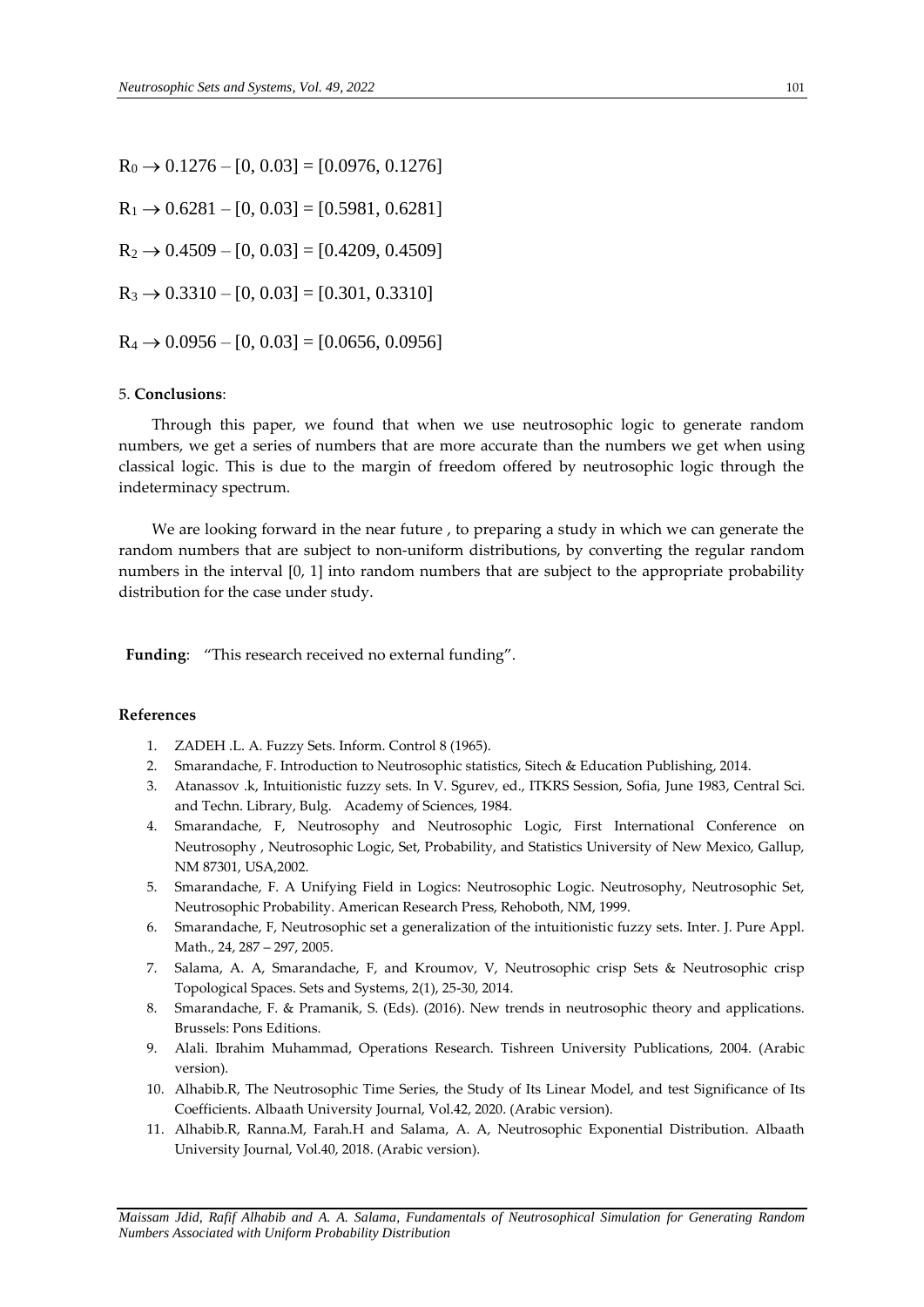$R_0 \rightarrow 0.1276 - [0, 0.03] = [0.0976, 0.1276]$

$R_1 \rightarrow 0.6281 - [0, 0.03] = [0.5981, 0.6281]$

$R_2 \rightarrow 0.4509 - [0, 0.03] = [0.4209, 0.4509]$

$R_3 \rightarrow 0.3310 - [0, 0.03] = [0.301, 0.3310]$

$R_4 \rightarrow 0.0956 - [0, 0.03] = [0.0656, 0.0956]$

## 5. Conclusions:

Through this paper, we found that when we use neutrosophic logic to generate random numbers, we get a series of numbers that are more accurate than the numbers we get when using classical logic. This is due to the margin of freedom offered by neutrosophic logic through the indeterminacy spectrum.

We are looking forward in the near future , to preparing a study in which we can generate the random numbers that are subject to non-uniform distributions, by converting the regular random numbers in the interval [0, 1] into random numbers that are subject to the appropriate probability distribution for the case under study.

**Funding**: "This research received no external funding".

## References

1. ZADEH .L. A. Fuzzy Sets. Inform. Control 8 (1965).
2. Smarandache, F. Introduction to Neutrosophic statistics, Sitech & Education Publishing, 2014.
3. Atanassov .k, Intuitionistic fuzzy sets. In V. Sgurev, ed., ITKRS Session, Sofia, June 1983, Central Sci. and Techn. Library, Bulg. Academy of Sciences, 1984.
4. Smarandache, F, Neutrosophy and Neutrosophic Logic, First International Conference on Neutrosophy , Neutrosophic Logic, Set, Probability, and Statistics University of New Mexico, Gallup, NM 87301, USA,2002.
5. Smarandache, F. A Unifying Field in Logics: Neutrosophic Logic. Neutrosophy, Neutrosophic Set, Neutrosophic Probability. American Research Press, Rehoboth, NM, 1999.
6. Smarandache, F, Neutrosophic set a generalization of the intuitionistic fuzzy sets. Inter. J. Pure Appl. Math., 24, 287 – 297, 2005.
7. Salama, A. A, Smarandache, F, and Kroumov, V, Neutrosophic crisp Sets & Neutrosophic crisp Topological Spaces. Sets and Systems, 2(1), 25-30, 2014.
8. Smarandache, F. & Pramanik, S. (Eds). (2016). New trends in neutrosophic theory and applications. Brussels: Pons Editions.
9. Alali. Ibrahim Muhammad, Operations Research. Tishreen University Publications, 2004. (Arabic version).
10. Alhabib.R, The Neutrosophic Time Series, the Study of Its Linear Model, and test Significance of Its Coefficients. Albaath University Journal, Vol.42, 2020. (Arabic version).
11. Alhabib.R, Ranna.M, Farah.H and Salama, A. A, Neutrosophic Exponential Distribution. Albaath University Journal, Vol.40, 2018. (Arabic version).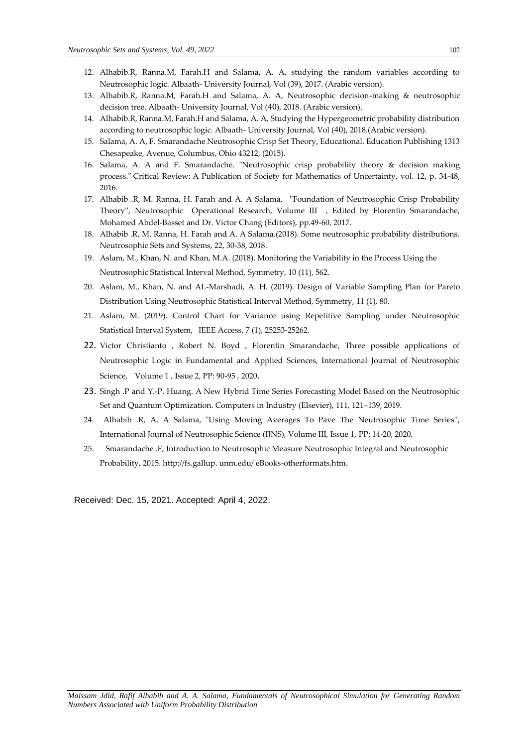12. Alhabib.R, Ranna.M, Farah.H and Salama, A. A, studying the random variables according to Neutrosophic logic. Albaath- University Journal, Vol (39), 2017. (Arabic version).
13. Alhabib.R, Ranna.M, Farah.H and Salama, A. A, Neutrosophic decision-making & neutrosophic decision tree. Albaath- University Journal, Vol (40), 2018. (Arabic version).
14. Alhabib.R, Ranna.M, Farah.H and Salama, A. A, Studying the Hypergeometric probability distribution according to neutrosophic logic. Albaath- University Journal, Vol (40), 2018.(Arabic version).
15. Salama, A. A, F. Smarandache Neutrosophic Crisp Set Theory, Educational. Education Publishing 1313 Chesapeake, Avenue, Columbus, Ohio 43212, (2015).
16. Salama, A. A and F. Smarandache. "Neutrosophic crisp probability theory & decision making process." Critical Review: A Publication of Society for Mathematics of Uncertainty, vol. 12, p. 34-48, 2016.
17. Alhabib .R, M. Ranna, H. Farah and A. A Salama, ''Foundation of Neutrosophic Crisp Probability Theory'', Neutrosophic Operational Research, Volume III , Edited by Florentin Smarandache, Mohamed Abdel-Basset and Dr. Victor Chang (Editors), pp.49-60, 2017.
18. Alhabib .R, M. Ranna, H. Farah and A. A Salama.(2018). Some neutrosophic probability distributions. Neutrosophic Sets and Systems, 22, 30-38, 2018.
19. Aslam, M., Khan, N. and Khan, M.A. (2018). Monitoring the Variability in the Process Using the Neutrosophic Statistical Interval Method, Symmetry, 10 (11), 562.
20. Aslam, M., Khan, N. and AL-Marshadi, A. H. (2019). Design of Variable Sampling Plan for Pareto Distribution Using Neutrosophic Statistical Interval Method, Symmetry, 11 (1), 80.
21. Aslam, M. (2019). Control Chart for Variance using Repetitive Sampling under Neutrosophic Statistical Interval System, IEEE Access, 7 (1), 25253-25262.
22. Victor Christianto , Robert N. Boyd , Florentin Smarandache, Three possible applications of Neutrosophic Logic in Fundamental and Applied Sciences, International Journal of Neutrosophic Science, Volume 1 , Issue 2, PP: 90-95 , 2020.
23. Singh .P and Y.-P. Huang. A New Hybrid Time Series Forecasting Model Based on the Neutrosophic Set and Quantum Optimization. Computers in Industry (Elsevier), 111, 121–139, 2019.
24. Alhabib .R, A. A Salama, "Using Moving Averages To Pave The Neutrosophic Time Series'', International Journal of Neutrosophic Science (IJNS), Volume III, Issue 1, PP: 14-20, 2020.
25. Smarandache .F, Introduction to Neutrosophic Measure Neutrosophic Integral and Neutrosophic Probability, 2015. http://fs.gallup. unm.edu/ eBooks-otherformats.htm.

Received: Dec. 15, 2021. Accepted: April 4, 2022.